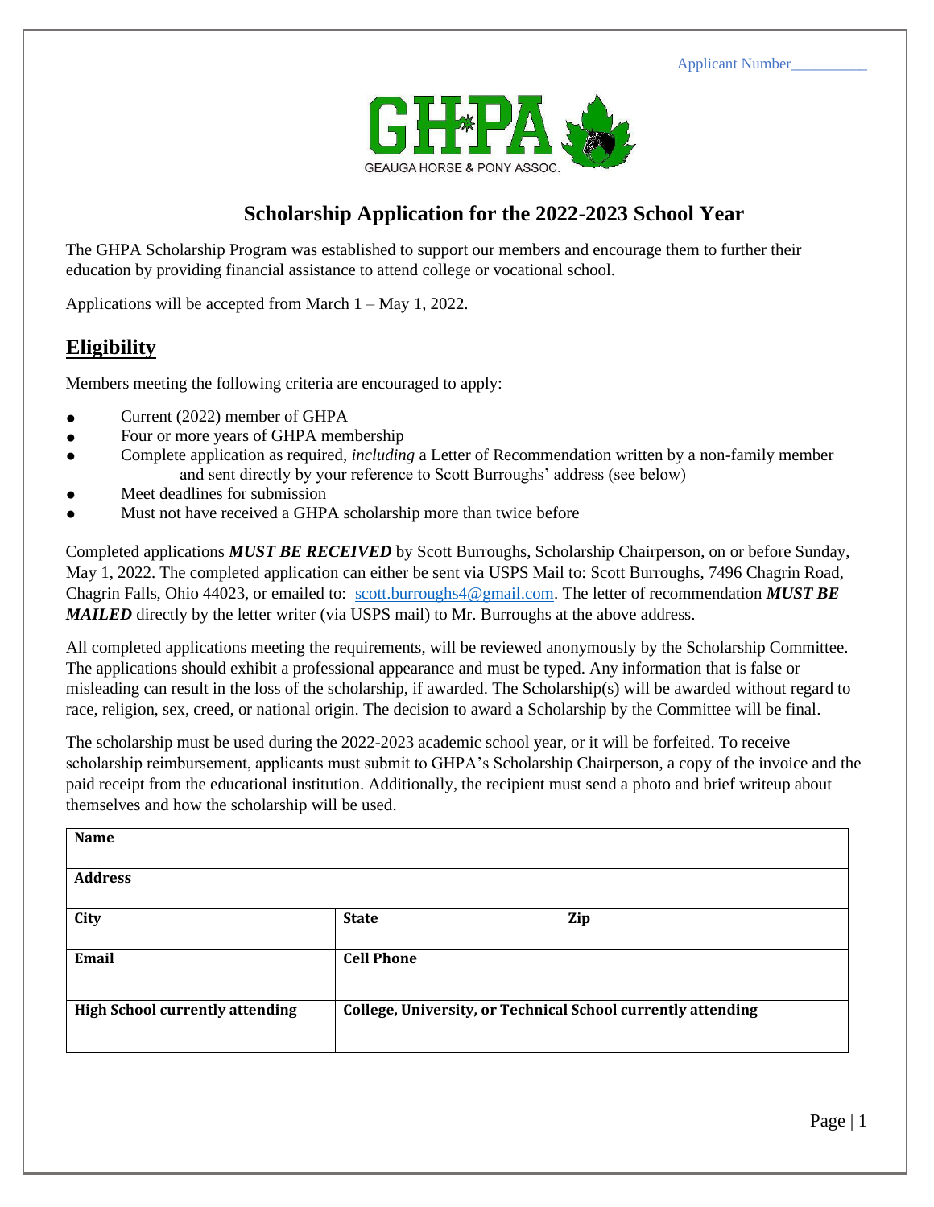Applicant Number__________

GHPA
GEAUGA HORSE & PONY ASSOC.

# Scholarship Application for the 2022-2023 School Year

The GHPA Scholarship Program was established to support our members and encourage them to further their education by providing financial assistance to attend college or vocational school.

Applications will be accepted from March 1 – May 1, 2022.

## Eligibility

Members meeting the following criteria are encouraged to apply:

- Current (2022) member of GHPA
- Four or more years of GHPA membership
- Complete application as required, *including* a Letter of Recommendation written by a non-family member and sent directly by your reference to Scott Burroughs' address (see below)
- Meet deadlines for submission
- Must not have received a GHPA scholarship more than twice before

Completed applications ***MUST BE RECEIVED*** by Scott Burroughs, Scholarship Chairperson, on or before Sunday, May 1, 2022. The completed application can either be sent via USPS Mail to: Scott Burroughs, 7496 Chagrin Road, Chagrin Falls, Ohio 44023, or emailed to: scott.burroughs4@gmail.com. The letter of recommendation ***MUST BE MAILED*** directly by the letter writer (via USPS mail) to Mr. Burroughs at the above address.

All completed applications meeting the requirements, will be reviewed anonymously by the Scholarship Committee. The applications should exhibit a professional appearance and must be typed. Any information that is false or misleading can result in the loss of the scholarship, if awarded. The Scholarship(s) will be awarded without regard to race, religion, sex, creed, or national origin. The decision to award a Scholarship by the Committee will be final.

The scholarship must be used during the 2022-2023 academic school year, or it will be forfeited. To receive scholarship reimbursement, applicants must submit to GHPA's Scholarship Chairperson, a copy of the invoice and the paid receipt from the educational institution. Additionally, the recipient must send a photo and brief writeup about themselves and how the scholarship will be used.

| **Name** | | |
|---|---|---|
| **Address** | | |
| **City** | **State** | **Zip** |
| **Email** | **Cell Phone** | |
| **High School currently attending** | **College, University, or Technical School currently attending** | |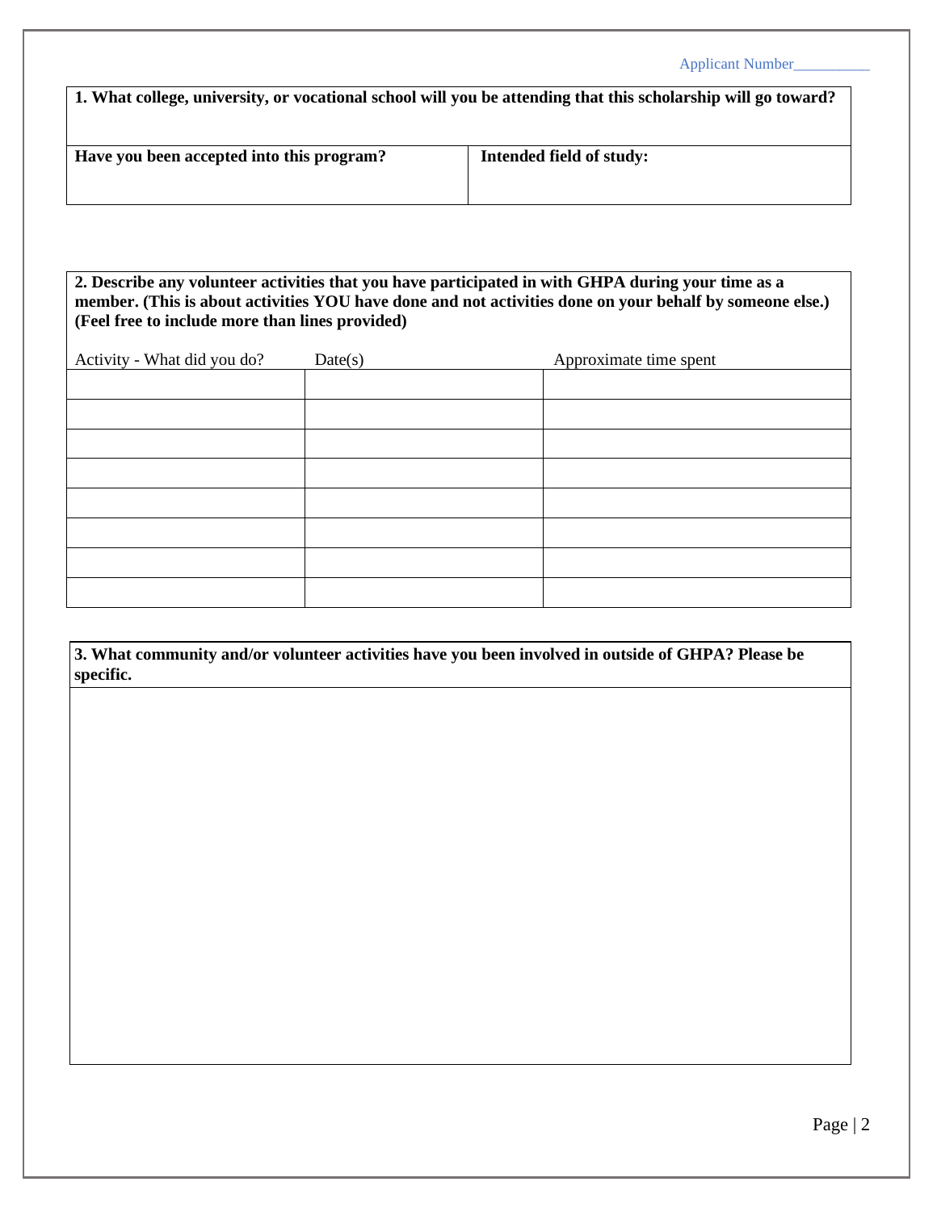Applicant Number__________

| **1. What college, university, or vocational school will you be attending that this scholarship will go toward?** | |
|---|---|
| **Have you been accepted into this program?** | **Intended field of study:** |

**2. Describe any volunteer activities that you have participated in with GHPA during your time as a member. (This is about activities YOU have done and not activities done on your behalf by someone else.) (Feel free to include more than lines provided)**

| Activity - What did you do? | Date(s) | Approximate time spent |
|---|---|---|
| | | |
| | | |
| | | |
| | | |
| | | |
| | | |
| | | |
| | | |

**3. What community and/or volunteer activities have you been involved in outside of GHPA? Please be specific.**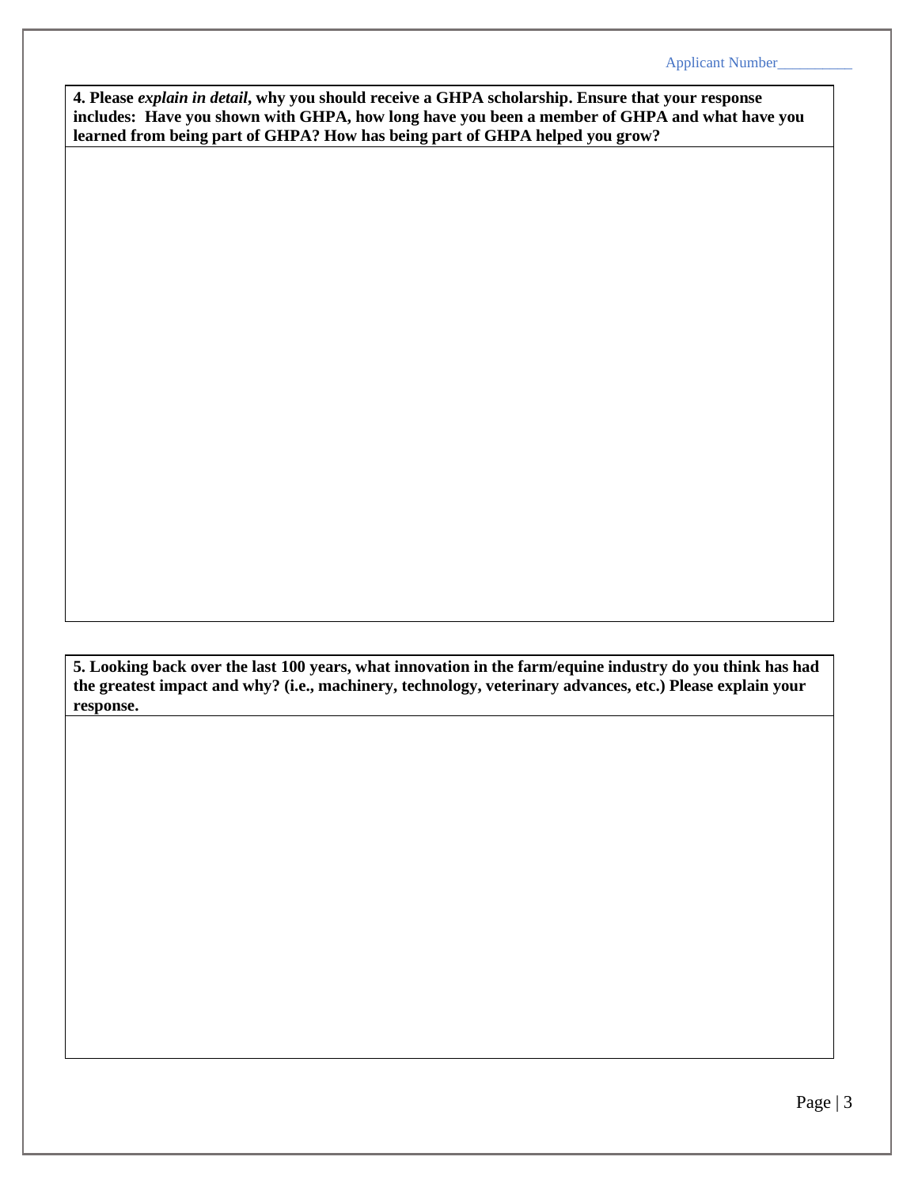Applicant Number__________

**4. Please *explain in detail*, why you should receive a GHPA scholarship. Ensure that your response includes: Have you shown with GHPA, how long have you been a member of GHPA and what have you learned from being part of GHPA? How has being part of GHPA helped you grow?**

**5. Looking back over the last 100 years, what innovation in the farm/equine industry do you think has had the greatest impact and why? (i.e., machinery, technology, veterinary advances, etc.) Please explain your response.**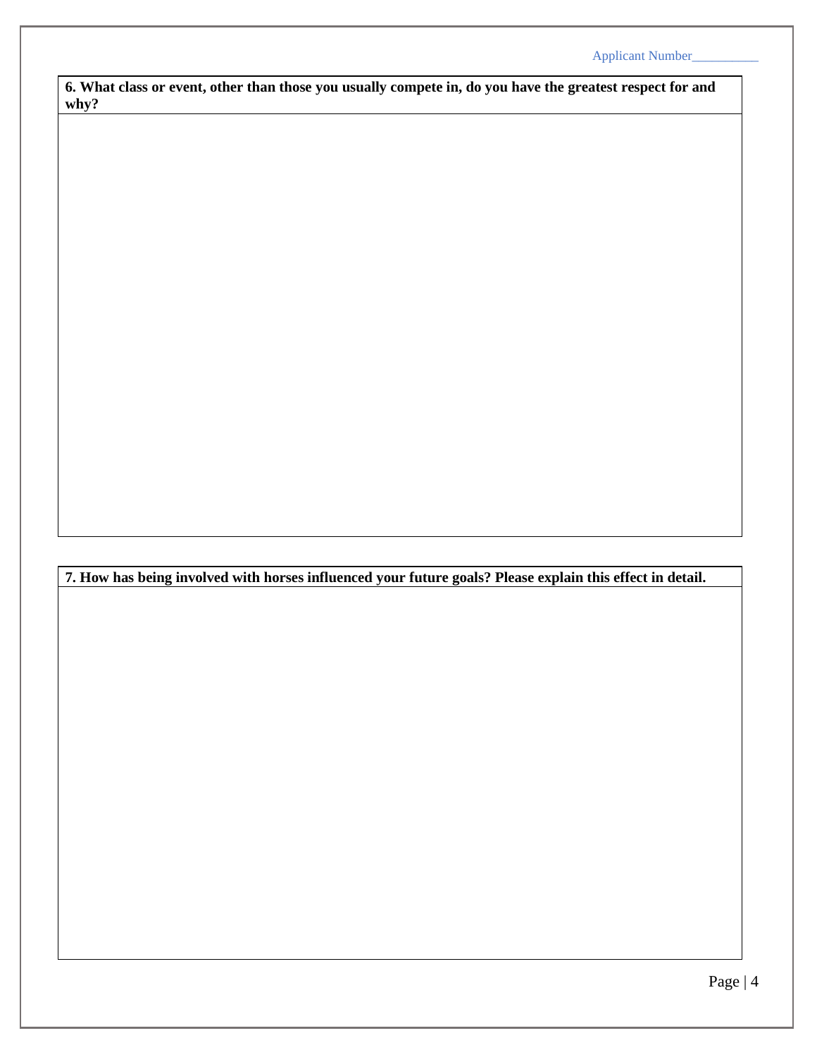Applicant Number__________

| **6. What class or event, other than those you usually compete in, do you have the greatest respect for and why?** |
| --- |
| |

| **7. How has being involved with horses influenced your future goals? Please explain this effect in detail.** |
| --- |
| |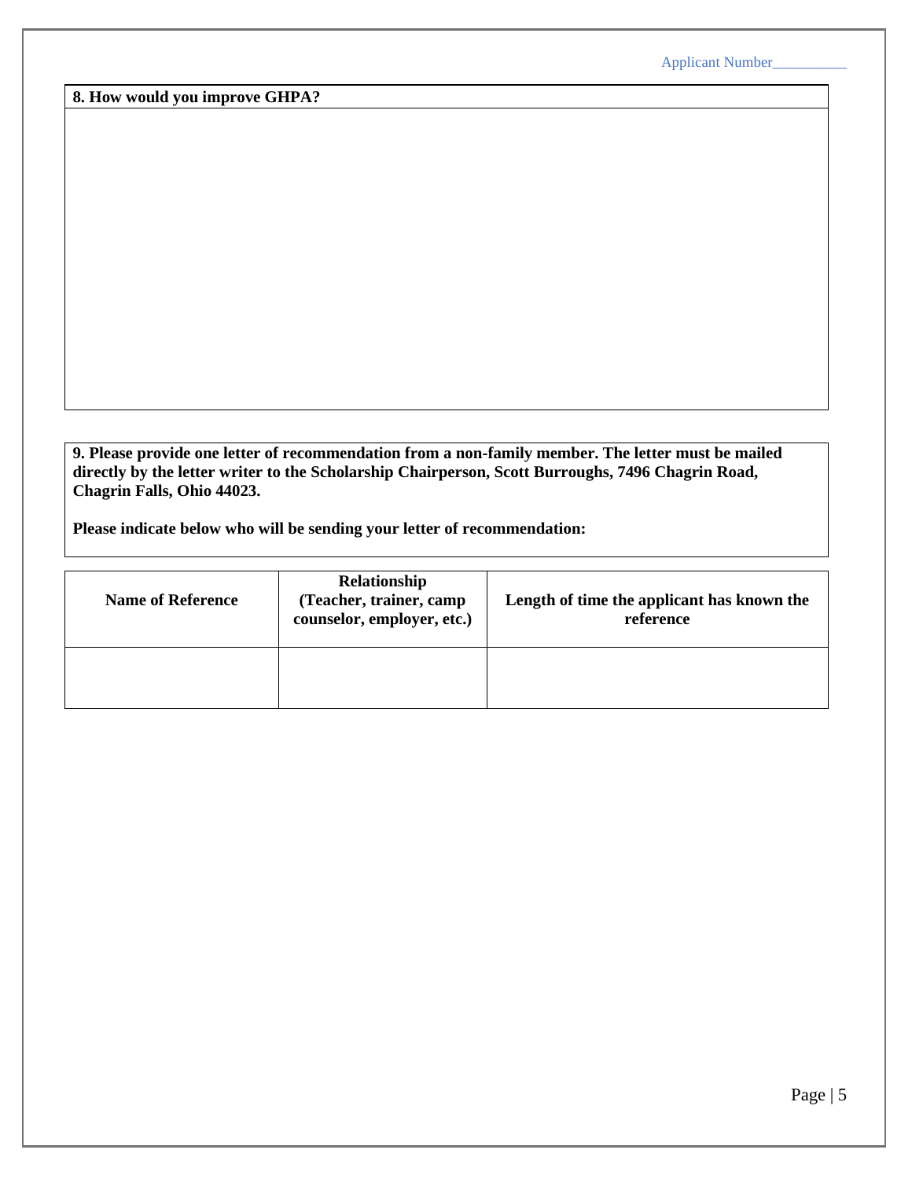Applicant Number__________

**8. How would you improve GHPA?**

**9. Please provide one letter of recommendation from a non-family member. The letter must be mailed directly by the letter writer to the Scholarship Chairperson, Scott Burroughs, 7496 Chagrin Road, Chagrin Falls, Ohio 44023.**

**Please indicate below who will be sending your letter of recommendation:**

| Name of Reference | Relationship (Teacher, trainer, camp counselor, employer, etc.) | Length of time the applicant has known the reference |
|---|---|---|
| | | |